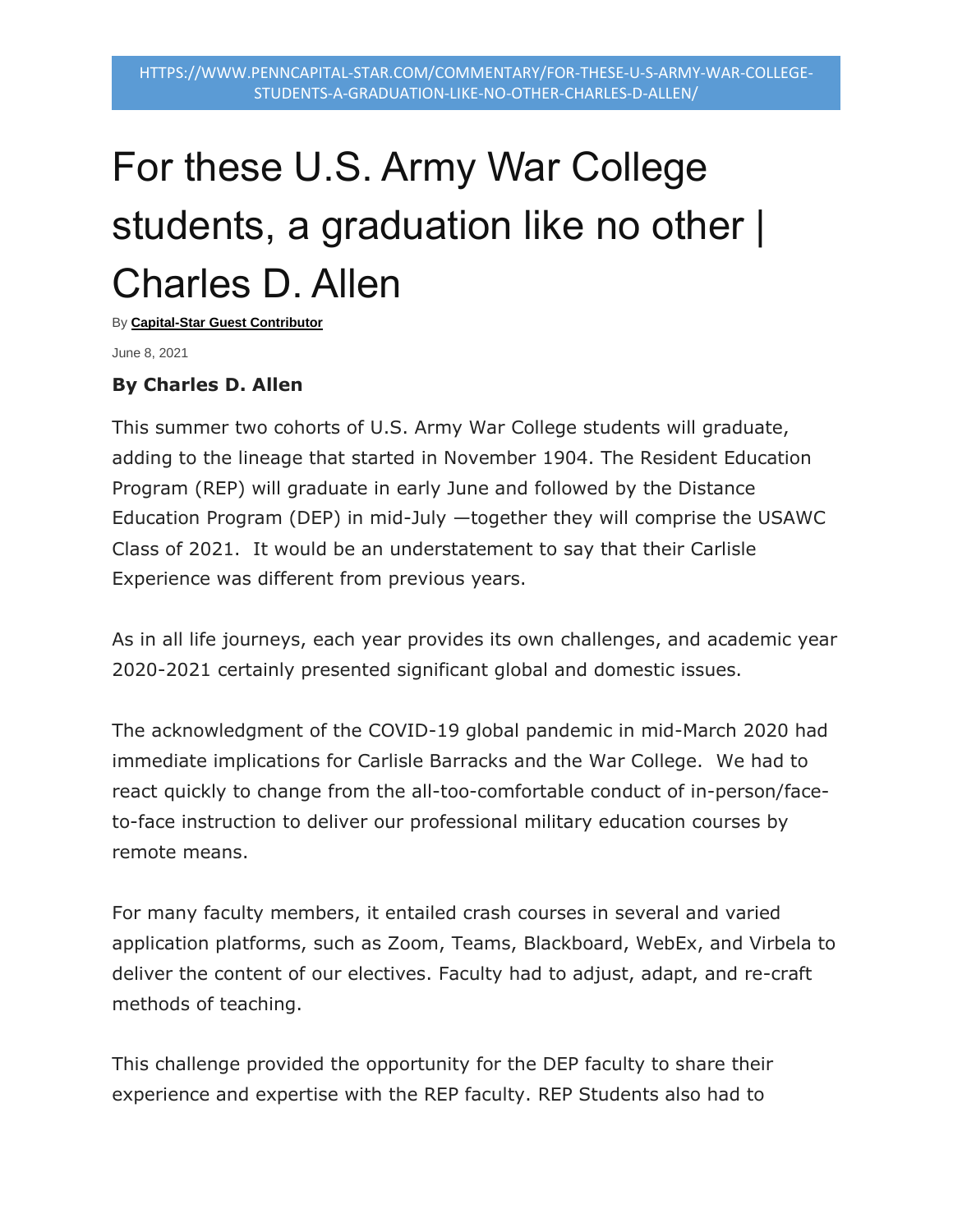HTTPS://WWW.PENNCAPITAL-STAR.COM/COMMENTARY/FOR-THESE-U-S-ARMY-WAR-COLLEGE-STUDENTS-A-GRADUATION-LIKE-NO-OTHER-CHARLES-D-ALLEN/

# For these U.S. Army War College students, a graduation like no other | Charles D. Allen

By **Capital-Star Guest Contributor**

June 8, 2021

**By Charles D. Allen**

This summer two cohorts of U.S. Army War College students will graduate, adding to the lineage that started in November 1904. The Resident Education Program (REP) will graduate in early June and followed by the Distance Education Program (DEP) in mid-July —together they will comprise the USAWC Class of 2021. It would be an understatement to say that their Carlisle Experience was different from previous years.

As in all life journeys, each year provides its own challenges, and academic year 2020-2021 certainly presented significant global and domestic issues.

The acknowledgment of the COVID-19 global pandemic in mid-March 2020 had immediate implications for Carlisle Barracks and the War College. We had to react quickly to change from the all-too-comfortable conduct of in-person/face-to-face instruction to deliver our professional military education courses by remote means.

For many faculty members, it entailed crash courses in several and varied application platforms, such as Zoom, Teams, Blackboard, WebEx, and Virbela to deliver the content of our electives. Faculty had to adjust, adapt, and re-craft methods of teaching.

This challenge provided the opportunity for the DEP faculty to share their experience and expertise with the REP faculty. REP Students also had to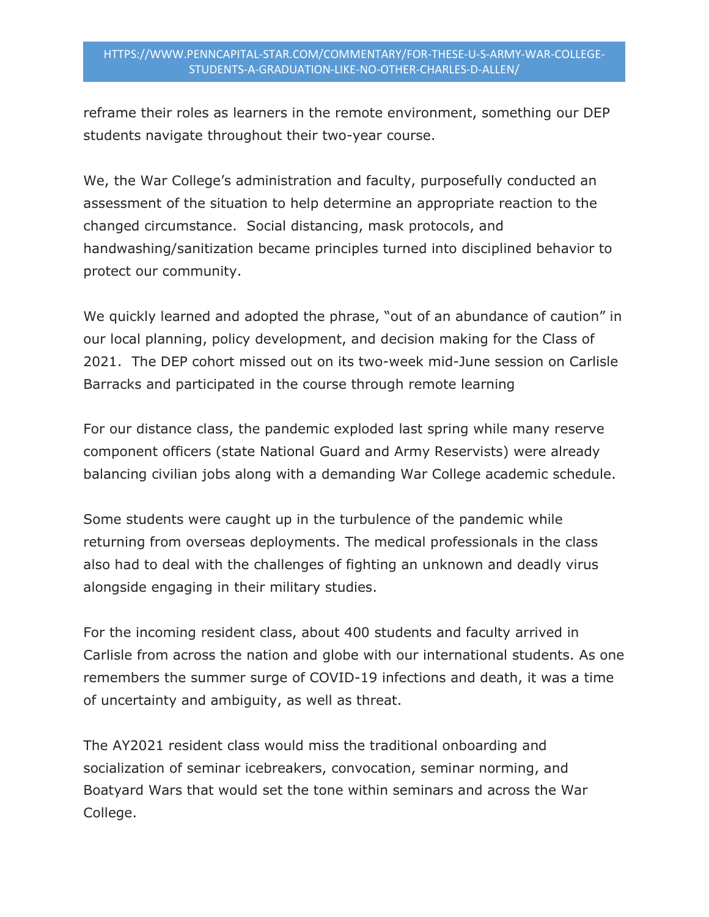reframe their roles as learners in the remote environment, something our DEP students navigate throughout their two-year course.

We, the War College's administration and faculty, purposefully conducted an assessment of the situation to help determine an appropriate reaction to the changed circumstance. Social distancing, mask protocols, and handwashing/sanitization became principles turned into disciplined behavior to protect our community.

We quickly learned and adopted the phrase, "out of an abundance of caution" in our local planning, policy development, and decision making for the Class of 2021. The DEP cohort missed out on its two-week mid-June session on Carlisle Barracks and participated in the course through remote learning

For our distance class, the pandemic exploded last spring while many reserve component officers (state National Guard and Army Reservists) were already balancing civilian jobs along with a demanding War College academic schedule.

Some students were caught up in the turbulence of the pandemic while returning from overseas deployments. The medical professionals in the class also had to deal with the challenges of fighting an unknown and deadly virus alongside engaging in their military studies.

For the incoming resident class, about 400 students and faculty arrived in Carlisle from across the nation and globe with our international students. As one remembers the summer surge of COVID-19 infections and death, it was a time of uncertainty and ambiguity, as well as threat.

The AY2021 resident class would miss the traditional onboarding and socialization of seminar icebreakers, convocation, seminar norming, and Boatyard Wars that would set the tone within seminars and across the War College.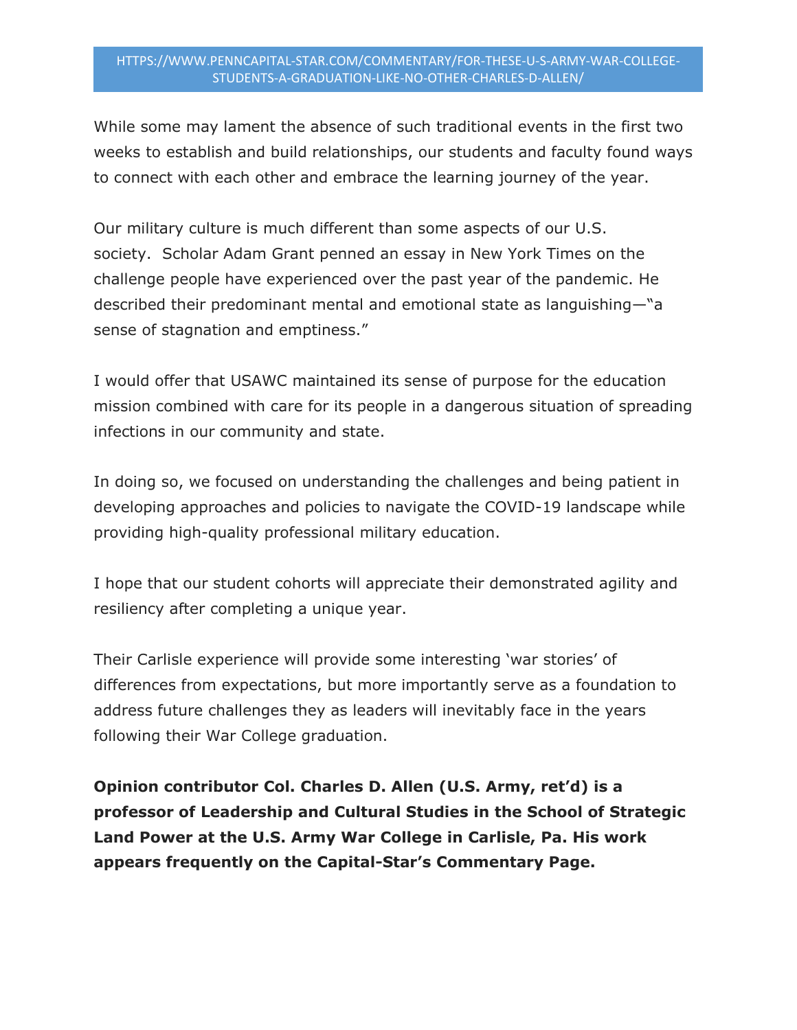While some may lament the absence of such traditional events in the first two weeks to establish and build relationships, our students and faculty found ways to connect with each other and embrace the learning journey of the year.

Our military culture is much different than some aspects of our U.S. society.  Scholar Adam Grant penned an essay in New York Times on the challenge people have experienced over the past year of the pandemic. He described their predominant mental and emotional state as languishing—"a sense of stagnation and emptiness."

I would offer that USAWC maintained its sense of purpose for the education mission combined with care for its people in a dangerous situation of spreading infections in our community and state.

In doing so, we focused on understanding the challenges and being patient in developing approaches and policies to navigate the COVID-19 landscape while providing high-quality professional military education.

I hope that our student cohorts will appreciate their demonstrated agility and resiliency after completing a unique year.

Their Carlisle experience will provide some interesting 'war stories' of differences from expectations, but more importantly serve as a foundation to address future challenges they as leaders will inevitably face in the years following their War College graduation.

**Opinion contributor Col. Charles D. Allen (U.S. Army, ret'd) is a professor of Leadership and Cultural Studies in the School of Strategic Land Power at the U.S. Army War College in Carlisle, Pa. His work appears frequently on the Capital-Star's Commentary Page.**